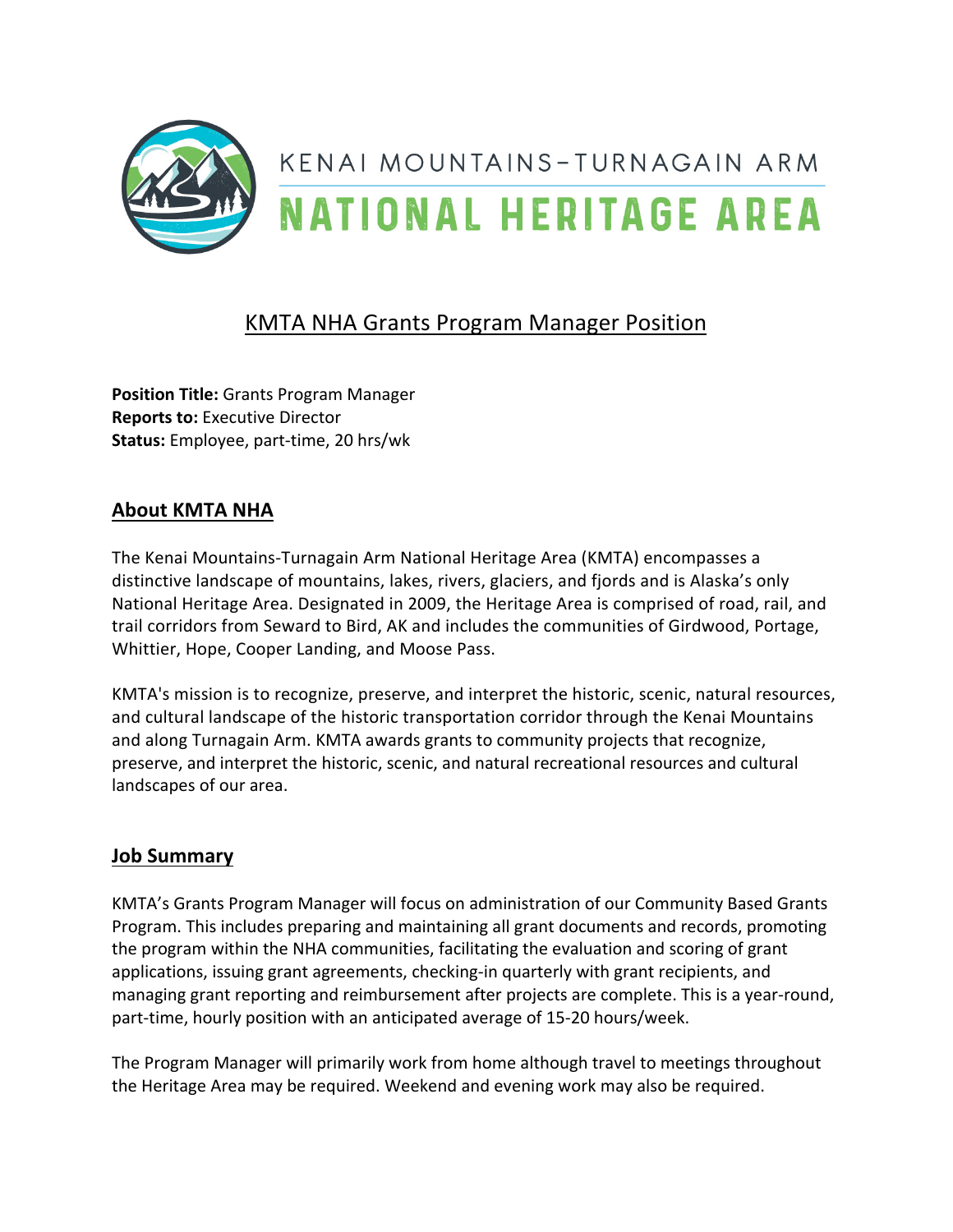KENAI MOUNTAINS-TURNAGAIN ARM

# NATIONAL HERITAGE AREA

## KMTA NHA Grants Program Manager Position

**Position Title:** Grants Program Manager
**Reports to:** Executive Director
**Status:** Employee, part-time, 20 hrs/wk

## About KMTA NHA

The Kenai Mountains-Turnagain Arm National Heritage Area (KMTA) encompasses a distinctive landscape of mountains, lakes, rivers, glaciers, and fjords and is Alaska's only National Heritage Area. Designated in 2009, the Heritage Area is comprised of road, rail, and trail corridors from Seward to Bird, AK and includes the communities of Girdwood, Portage, Whittier, Hope, Cooper Landing, and Moose Pass.

KMTA's mission is to recognize, preserve, and interpret the historic, scenic, natural resources, and cultural landscape of the historic transportation corridor through the Kenai Mountains and along Turnagain Arm. KMTA awards grants to community projects that recognize, preserve, and interpret the historic, scenic, and natural recreational resources and cultural landscapes of our area.

## Job Summary

KMTA's Grants Program Manager will focus on administration of our Community Based Grants Program. This includes preparing and maintaining all grant documents and records, promoting the program within the NHA communities, facilitating the evaluation and scoring of grant applications, issuing grant agreements, checking-in quarterly with grant recipients, and managing grant reporting and reimbursement after projects are complete. This is a year-round, part-time, hourly position with an anticipated average of 15-20 hours/week.

The Program Manager will primarily work from home although travel to meetings throughout the Heritage Area may be required. Weekend and evening work may also be required.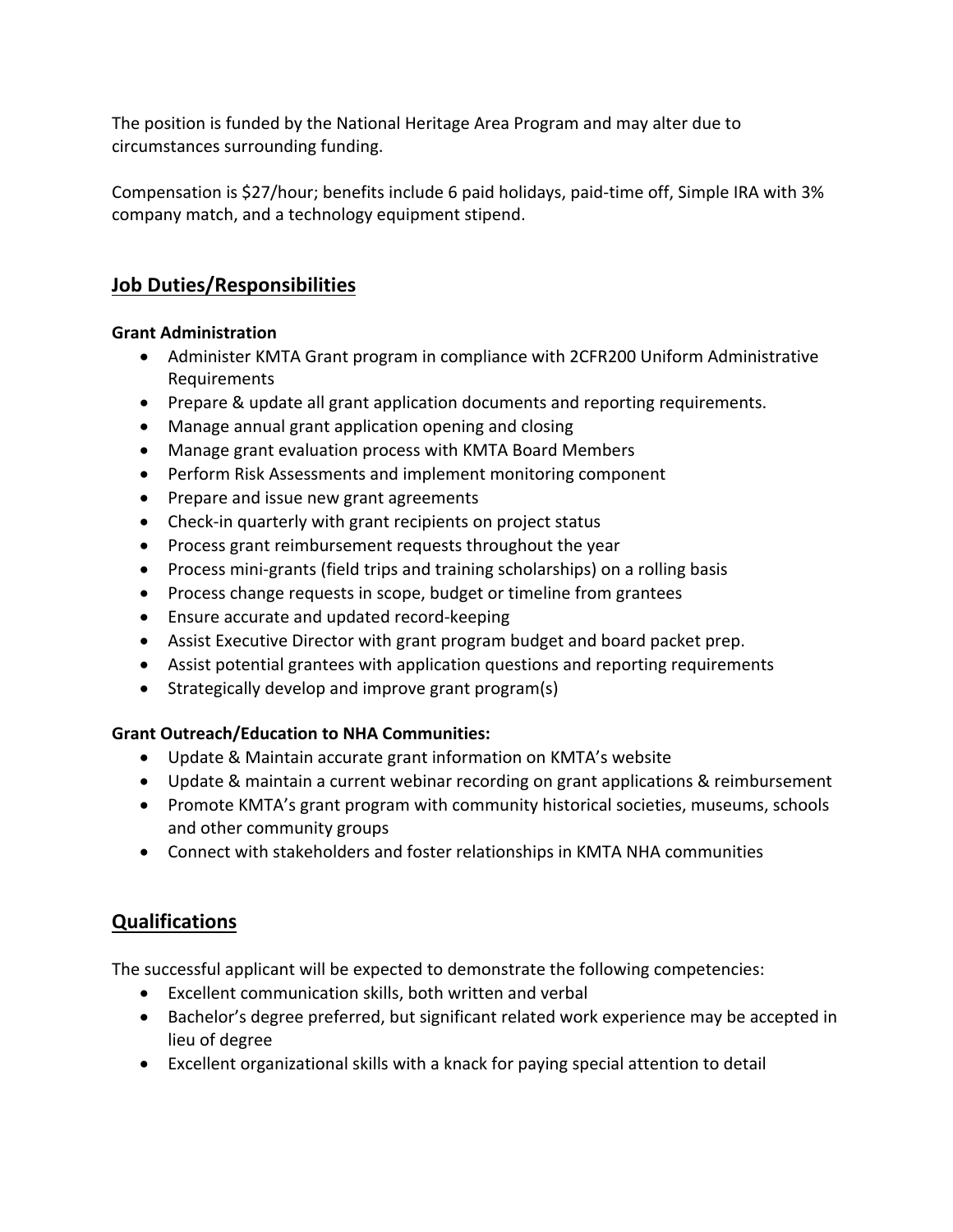The position is funded by the National Heritage Area Program and may alter due to circumstances surrounding funding.

Compensation is $27/hour; benefits include 6 paid holidays, paid-time off, Simple IRA with 3% company match, and a technology equipment stipend.

## Job Duties/Responsibilities

**Grant Administration**

- Administer KMTA Grant program in compliance with 2CFR200 Uniform Administrative Requirements
- Prepare & update all grant application documents and reporting requirements.
- Manage annual grant application opening and closing
- Manage grant evaluation process with KMTA Board Members
- Perform Risk Assessments and implement monitoring component
- Prepare and issue new grant agreements
- Check-in quarterly with grant recipients on project status
- Process grant reimbursement requests throughout the year
- Process mini-grants (field trips and training scholarships) on a rolling basis
- Process change requests in scope, budget or timeline from grantees
- Ensure accurate and updated record-keeping
- Assist Executive Director with grant program budget and board packet prep.
- Assist potential grantees with application questions and reporting requirements
- Strategically develop and improve grant program(s)

**Grant Outreach/Education to NHA Communities:**

- Update & Maintain accurate grant information on KMTA's website
- Update & maintain a current webinar recording on grant applications & reimbursement
- Promote KMTA's grant program with community historical societies, museums, schools and other community groups
- Connect with stakeholders and foster relationships in KMTA NHA communities

## Qualifications

The successful applicant will be expected to demonstrate the following competencies:

- Excellent communication skills, both written and verbal
- Bachelor's degree preferred, but significant related work experience may be accepted in lieu of degree
- Excellent organizational skills with a knack for paying special attention to detail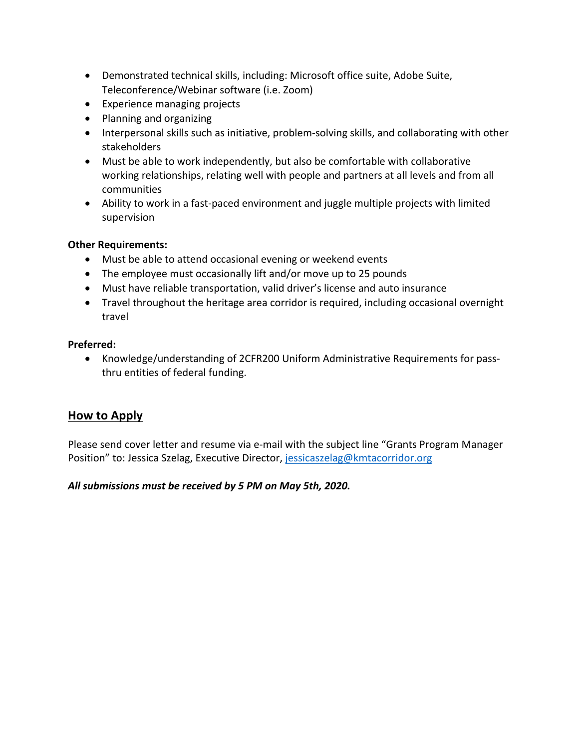- Demonstrated technical skills, including: Microsoft office suite, Adobe Suite, Teleconference/Webinar software (i.e. Zoom)
- Experience managing projects
- Planning and organizing
- Interpersonal skills such as initiative, problem-solving skills, and collaborating with other stakeholders
- Must be able to work independently, but also be comfortable with collaborative working relationships, relating well with people and partners at all levels and from all communities
- Ability to work in a fast-paced environment and juggle multiple projects with limited supervision

**Other Requirements:**

- Must be able to attend occasional evening or weekend events
- The employee must occasionally lift and/or move up to 25 pounds
- Must have reliable transportation, valid driver's license and auto insurance
- Travel throughout the heritage area corridor is required, including occasional overnight travel

**Preferred:**

- Knowledge/understanding of 2CFR200 Uniform Administrative Requirements for pass-thru entities of federal funding.

## How to Apply

Please send cover letter and resume via e-mail with the subject line "Grants Program Manager Position" to: Jessica Szelag, Executive Director, jessicaszelag@kmtacorridor.org

***All submissions must be received by 5 PM on May 5th, 2020.***